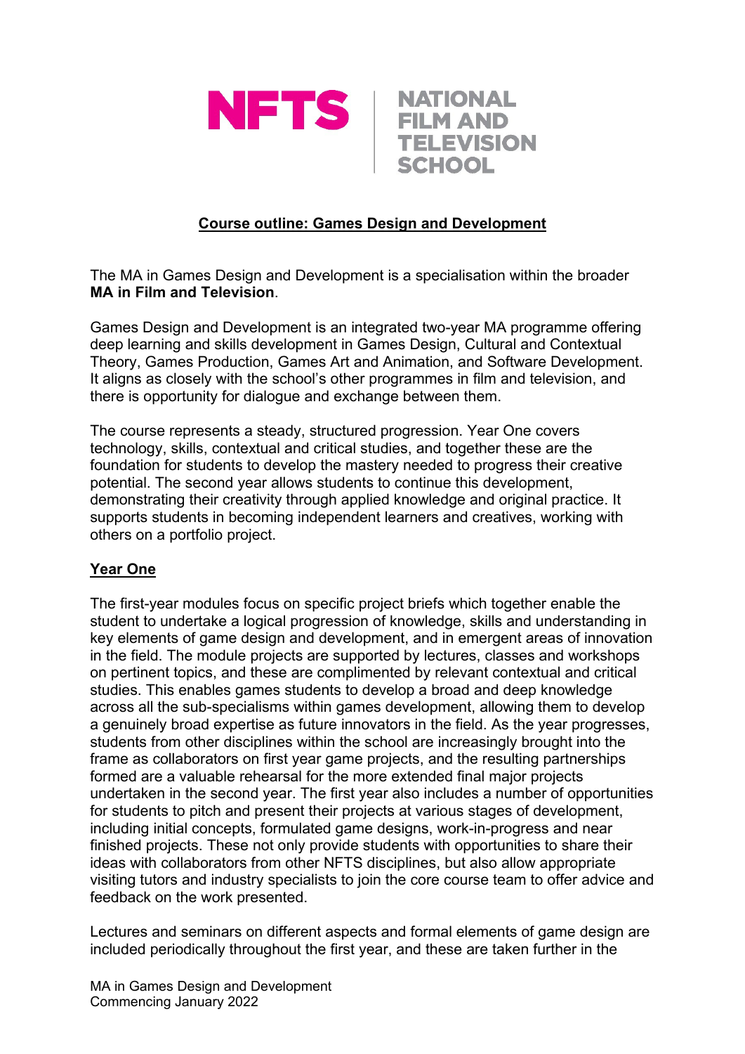NFTS | NATIONAL FILM AND TELEVISION SCHOOL

## Course outline: Games Design and Development

The MA in Games Design and Development is a specialisation within the broader **MA in Film and Television**.

Games Design and Development is an integrated two-year MA programme offering deep learning and skills development in Games Design, Cultural and Contextual Theory, Games Production, Games Art and Animation, and Software Development. It aligns as closely with the school's other programmes in film and television, and there is opportunity for dialogue and exchange between them.

The course represents a steady, structured progression. Year One covers technology, skills, contextual and critical studies, and together these are the foundation for students to develop the mastery needed to progress their creative potential. The second year allows students to continue this development, demonstrating their creativity through applied knowledge and original practice. It supports students in becoming independent learners and creatives, working with others on a portfolio project.

### Year One

The first-year modules focus on specific project briefs which together enable the student to undertake a logical progression of knowledge, skills and understanding in key elements of game design and development, and in emergent areas of innovation in the field. The module projects are supported by lectures, classes and workshops on pertinent topics, and these are complimented by relevant contextual and critical studies. This enables games students to develop a broad and deep knowledge across all the sub-specialisms within games development, allowing them to develop a genuinely broad expertise as future innovators in the field. As the year progresses, students from other disciplines within the school are increasingly brought into the frame as collaborators on first year game projects, and the resulting partnerships formed are a valuable rehearsal for the more extended final major projects undertaken in the second year. The first year also includes a number of opportunities for students to pitch and present their projects at various stages of development, including initial concepts, formulated game designs, work-in-progress and near finished projects. These not only provide students with opportunities to share their ideas with collaborators from other NFTS disciplines, but also allow appropriate visiting tutors and industry specialists to join the core course team to offer advice and feedback on the work presented.

Lectures and seminars on different aspects and formal elements of game design are included periodically throughout the first year, and these are taken further in the

MA in Games Design and Development
Commencing January 2022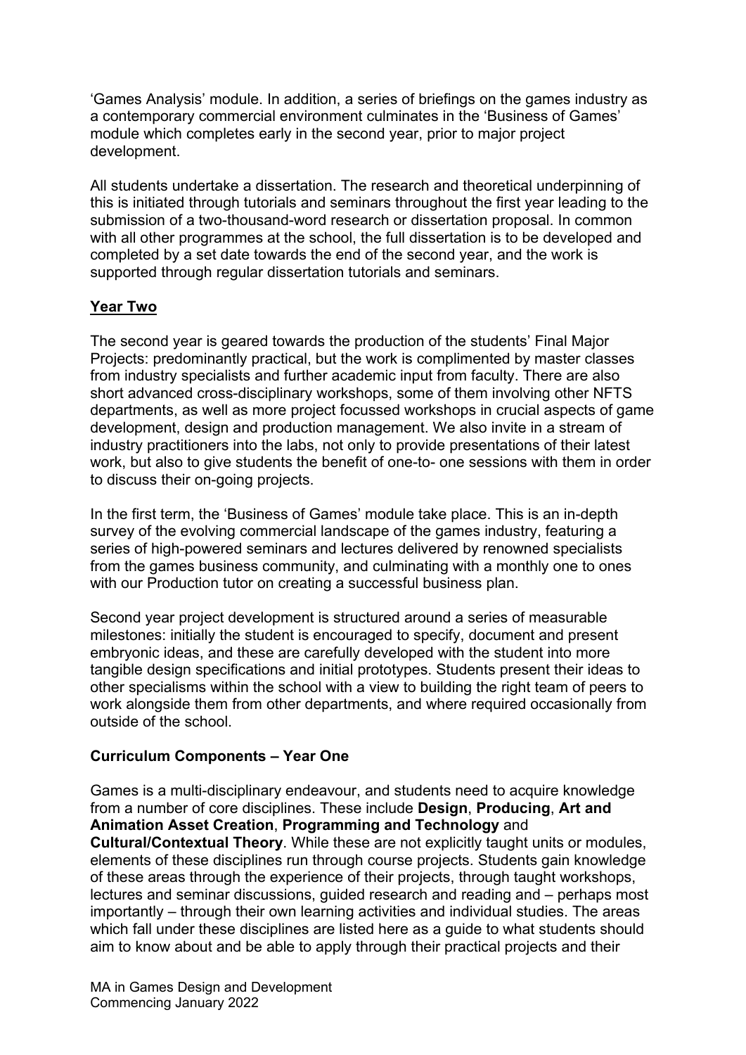'Games Analysis' module. In addition, a series of briefings on the games industry as a contemporary commercial environment culminates in the 'Business of Games' module which completes early in the second year, prior to major project development.

All students undertake a dissertation. The research and theoretical underpinning of this is initiated through tutorials and seminars throughout the first year leading to the submission of a two-thousand-word research or dissertation proposal. In common with all other programmes at the school, the full dissertation is to be developed and completed by a set date towards the end of the second year, and the work is supported through regular dissertation tutorials and seminars.

## Year Two

The second year is geared towards the production of the students' Final Major Projects: predominantly practical, but the work is complimented by master classes from industry specialists and further academic input from faculty. There are also short advanced cross-disciplinary workshops, some of them involving other NFTS departments, as well as more project focussed workshops in crucial aspects of game development, design and production management. We also invite in a stream of industry practitioners into the labs, not only to provide presentations of their latest work, but also to give students the benefit of one-to- one sessions with them in order to discuss their on-going projects.

In the first term, the 'Business of Games' module take place. This is an in-depth survey of the evolving commercial landscape of the games industry, featuring a series of high-powered seminars and lectures delivered by renowned specialists from the games business community, and culminating with a monthly one to ones with our Production tutor on creating a successful business plan.

Second year project development is structured around a series of measurable milestones: initially the student is encouraged to specify, document and present embryonic ideas, and these are carefully developed with the student into more tangible design specifications and initial prototypes. Students present their ideas to other specialisms within the school with a view to building the right team of peers to work alongside them from other departments, and where required occasionally from outside of the school.

## Curriculum Components – Year One

Games is a multi-disciplinary endeavour, and students need to acquire knowledge from a number of core disciplines. These include **Design**, **Producing**, **Art and Animation Asset Creation**, **Programming and Technology** and **Cultural/Contextual Theory**. While these are not explicitly taught units or modules, elements of these disciplines run through course projects. Students gain knowledge of these areas through the experience of their projects, through taught workshops, lectures and seminar discussions, guided research and reading and – perhaps most importantly – through their own learning activities and individual studies. The areas which fall under these disciplines are listed here as a guide to what students should aim to know about and be able to apply through their practical projects and their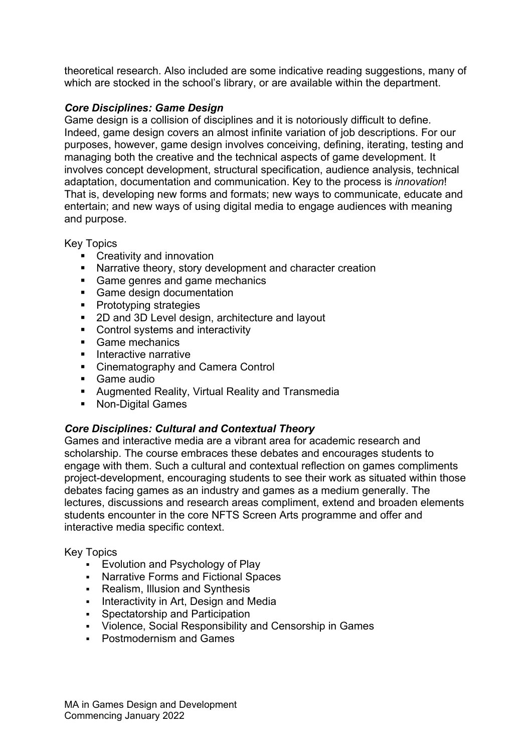theoretical research. Also included are some indicative reading suggestions, many of which are stocked in the school's library, or are available within the department.

***Core Disciplines: Game Design***

Game design is a collision of disciplines and it is notoriously difficult to define. Indeed, game design covers an almost infinite variation of job descriptions. For our purposes, however, game design involves conceiving, defining, iterating, testing and managing both the creative and the technical aspects of game development. It involves concept development, structural specification, audience analysis, technical adaptation, documentation and communication. Key to the process is *innovation*! That is, developing new forms and formats; new ways to communicate, educate and entertain; and new ways of using digital media to engage audiences with meaning and purpose.

Key Topics

- Creativity and innovation
- Narrative theory, story development and character creation
- Game genres and game mechanics
- Game design documentation
- Prototyping strategies
- 2D and 3D Level design, architecture and layout
- Control systems and interactivity
- Game mechanics
- Interactive narrative
- Cinematography and Camera Control
- Game audio
- Augmented Reality, Virtual Reality and Transmedia
- Non-Digital Games

***Core Disciplines: Cultural and Contextual Theory***

Games and interactive media are a vibrant area for academic research and scholarship. The course embraces these debates and encourages students to engage with them. Such a cultural and contextual reflection on games compliments project-development, encouraging students to see their work as situated within those debates facing games as an industry and games as a medium generally. The lectures, discussions and research areas compliment, extend and broaden elements students encounter in the core NFTS Screen Arts programme and offer and interactive media specific context.

Key Topics

- Evolution and Psychology of Play
- Narrative Forms and Fictional Spaces
- Realism, Illusion and Synthesis
- Interactivity in Art, Design and Media
- Spectatorship and Participation
- Violence, Social Responsibility and Censorship in Games
- Postmodernism and Games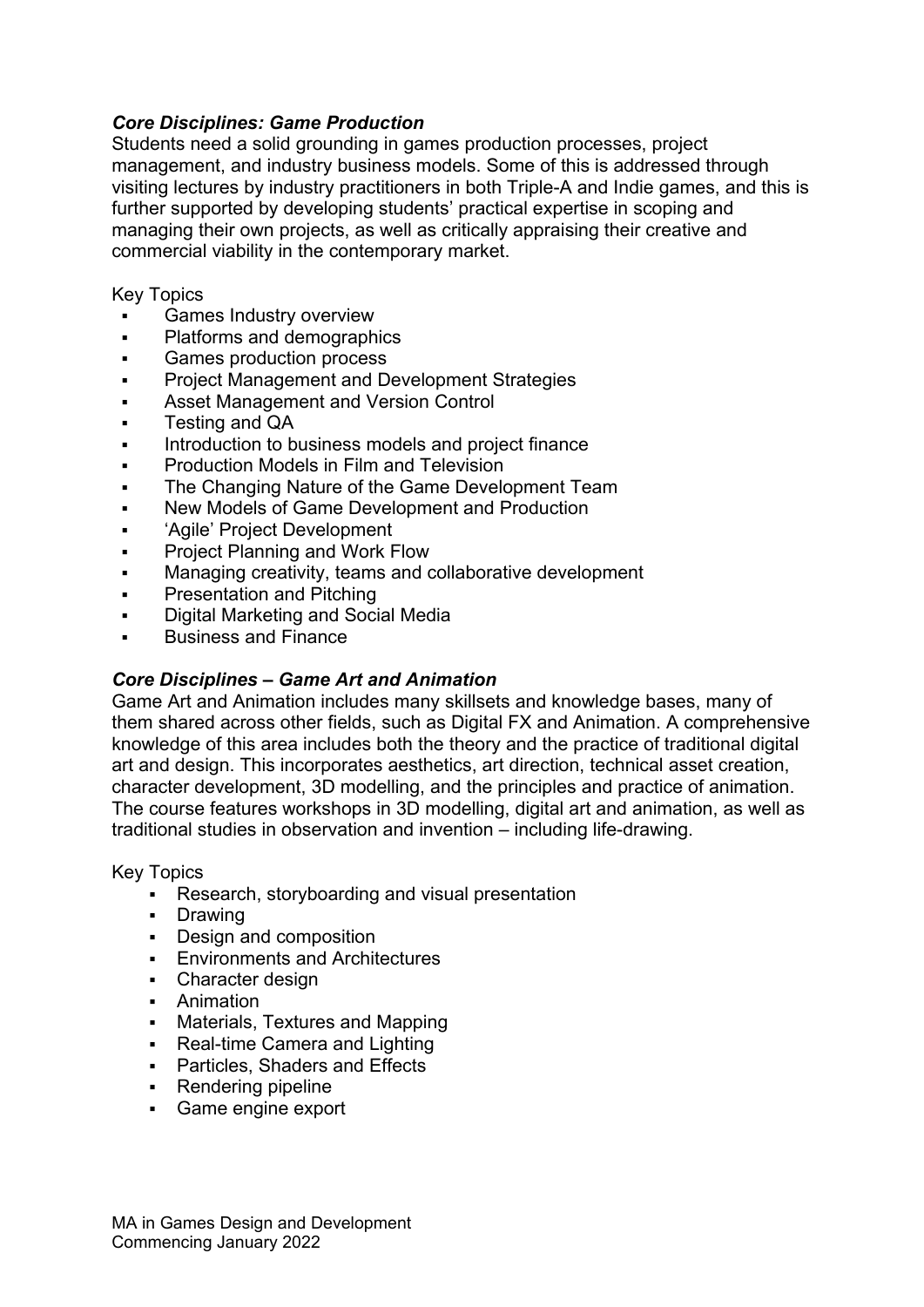### *Core Disciplines: Game Production*

Students need a solid grounding in games production processes, project management, and industry business models. Some of this is addressed through visiting lectures by industry practitioners in both Triple-A and Indie games, and this is further supported by developing students' practical expertise in scoping and managing their own projects, as well as critically appraising their creative and commercial viability in the contemporary market.

Key Topics

- Games Industry overview
- Platforms and demographics
- Games production process
- Project Management and Development Strategies
- Asset Management and Version Control
- Testing and QA
- Introduction to business models and project finance
- Production Models in Film and Television
- The Changing Nature of the Game Development Team
- New Models of Game Development and Production
- 'Agile' Project Development
- Project Planning and Work Flow
- Managing creativity, teams and collaborative development
- Presentation and Pitching
- Digital Marketing and Social Media
- Business and Finance

### *Core Disciplines – Game Art and Animation*

Game Art and Animation includes many skillsets and knowledge bases, many of them shared across other fields, such as Digital FX and Animation. A comprehensive knowledge of this area includes both the theory and the practice of traditional digital art and design. This incorporates aesthetics, art direction, technical asset creation, character development, 3D modelling, and the principles and practice of animation. The course features workshops in 3D modelling, digital art and animation, as well as traditional studies in observation and invention – including life-drawing.

Key Topics

- Research, storyboarding and visual presentation
- Drawing
- Design and composition
- Environments and Architectures
- Character design
- Animation
- Materials, Textures and Mapping
- Real-time Camera and Lighting
- Particles, Shaders and Effects
- Rendering pipeline
- Game engine export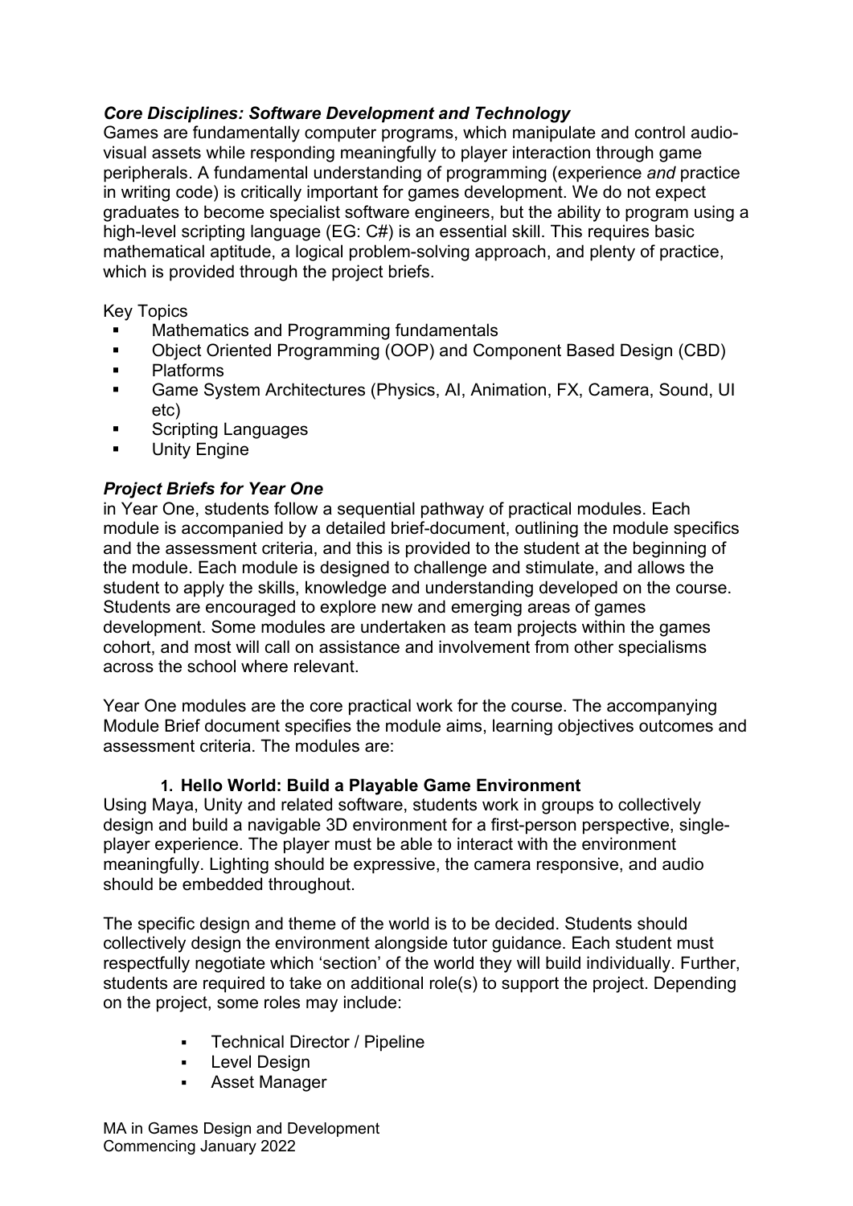### *Core Disciplines: Software Development and Technology*

Games are fundamentally computer programs, which manipulate and control audio-visual assets while responding meaningfully to player interaction through game peripherals. A fundamental understanding of programming (experience *and* practice in writing code) is critically important for games development. We do not expect graduates to become specialist software engineers, but the ability to program using a high-level scripting language (EG: C#) is an essential skill. This requires basic mathematical aptitude, a logical problem-solving approach, and plenty of practice, which is provided through the project briefs.

Key Topics

- Mathematics and Programming fundamentals
- Object Oriented Programming (OOP) and Component Based Design (CBD)
- Platforms
- Game System Architectures (Physics, AI, Animation, FX, Camera, Sound, UI etc)
- Scripting Languages
- Unity Engine

### *Project Briefs for Year One*

in Year One, students follow a sequential pathway of practical modules. Each module is accompanied by a detailed brief-document, outlining the module specifics and the assessment criteria, and this is provided to the student at the beginning of the module. Each module is designed to challenge and stimulate, and allows the student to apply the skills, knowledge and understanding developed on the course. Students are encouraged to explore new and emerging areas of games development. Some modules are undertaken as team projects within the games cohort, and most will call on assistance and involvement from other specialisms across the school where relevant.

Year One modules are the core practical work for the course. The accompanying Module Brief document specifies the module aims, learning objectives outcomes and assessment criteria. The modules are:

1. **Hello World: Build a Playable Game Environment**

Using Maya, Unity and related software, students work in groups to collectively design and build a navigable 3D environment for a first-person perspective, single-player experience. The player must be able to interact with the environment meaningfully. Lighting should be expressive, the camera responsive, and audio should be embedded throughout.

The specific design and theme of the world is to be decided. Students should collectively design the environment alongside tutor guidance. Each student must respectfully negotiate which 'section' of the world they will build individually. Further, students are required to take on additional role(s) to support the project. Depending on the project, some roles may include:

- Technical Director / Pipeline
- Level Design
- Asset Manager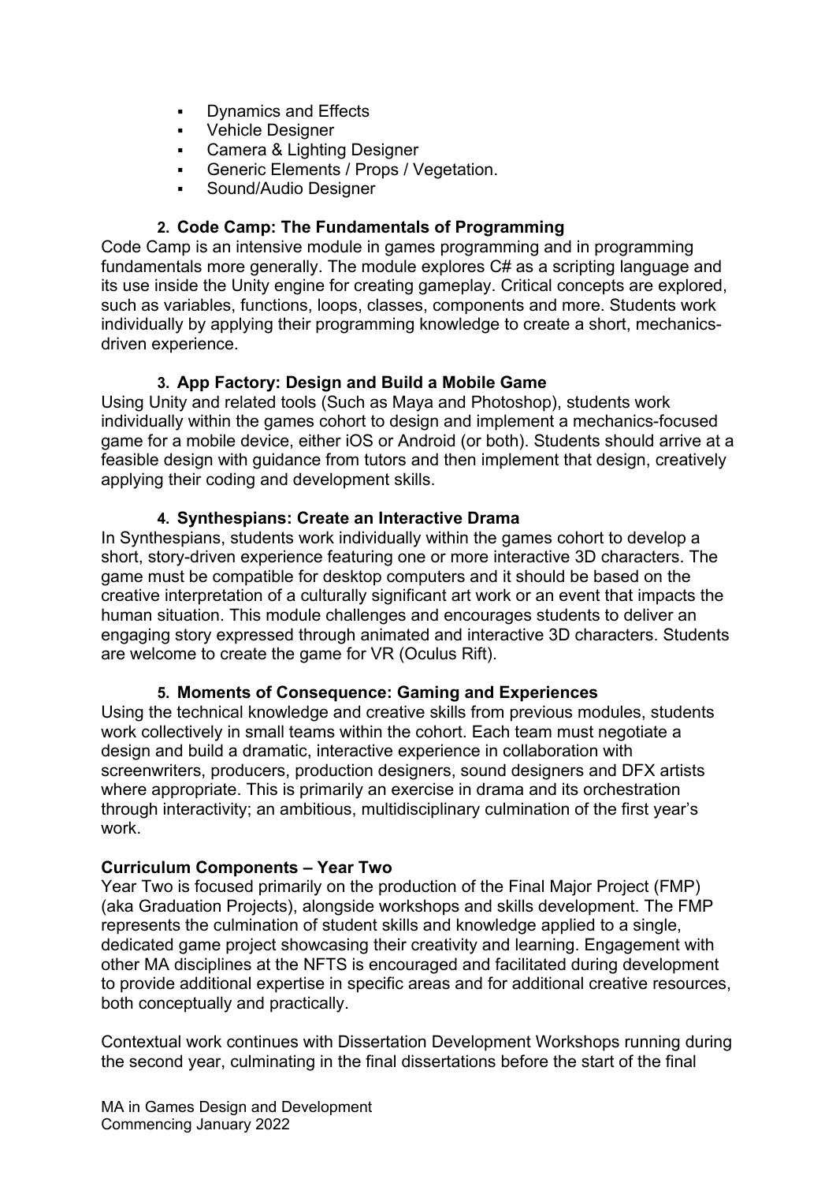- Dynamics and Effects
- Vehicle Designer
- Camera & Lighting Designer
- Generic Elements / Props / Vegetation.
- Sound/Audio Designer

### 2. Code Camp: The Fundamentals of Programming

Code Camp is an intensive module in games programming and in programming fundamentals more generally. The module explores C# as a scripting language and its use inside the Unity engine for creating gameplay. Critical concepts are explored, such as variables, functions, loops, classes, components and more. Students work individually by applying their programming knowledge to create a short, mechanics-driven experience.

### 3. App Factory: Design and Build a Mobile Game

Using Unity and related tools (Such as Maya and Photoshop), students work individually within the games cohort to design and implement a mechanics-focused game for a mobile device, either iOS or Android (or both). Students should arrive at a feasible design with guidance from tutors and then implement that design, creatively applying their coding and development skills.

### 4. Synthespians: Create an Interactive Drama

In Synthespians, students work individually within the games cohort to develop a short, story-driven experience featuring one or more interactive 3D characters. The game must be compatible for desktop computers and it should be based on the creative interpretation of a culturally significant art work or an event that impacts the human situation. This module challenges and encourages students to deliver an engaging story expressed through animated and interactive 3D characters. Students are welcome to create the game for VR (Oculus Rift).

### 5. Moments of Consequence: Gaming and Experiences

Using the technical knowledge and creative skills from previous modules, students work collectively in small teams within the cohort. Each team must negotiate a design and build a dramatic, interactive experience in collaboration with screenwriters, producers, production designers, sound designers and DFX artists where appropriate. This is primarily an exercise in drama and its orchestration through interactivity; an ambitious, multidisciplinary culmination of the first year's work.

**Curriculum Components – Year Two**

Year Two is focused primarily on the production of the Final Major Project (FMP) (aka Graduation Projects), alongside workshops and skills development. The FMP represents the culmination of student skills and knowledge applied to a single, dedicated game project showcasing their creativity and learning. Engagement with other MA disciplines at the NFTS is encouraged and facilitated during development to provide additional expertise in specific areas and for additional creative resources, both conceptually and practically.

Contextual work continues with Dissertation Development Workshops running during the second year, culminating in the final dissertations before the start of the final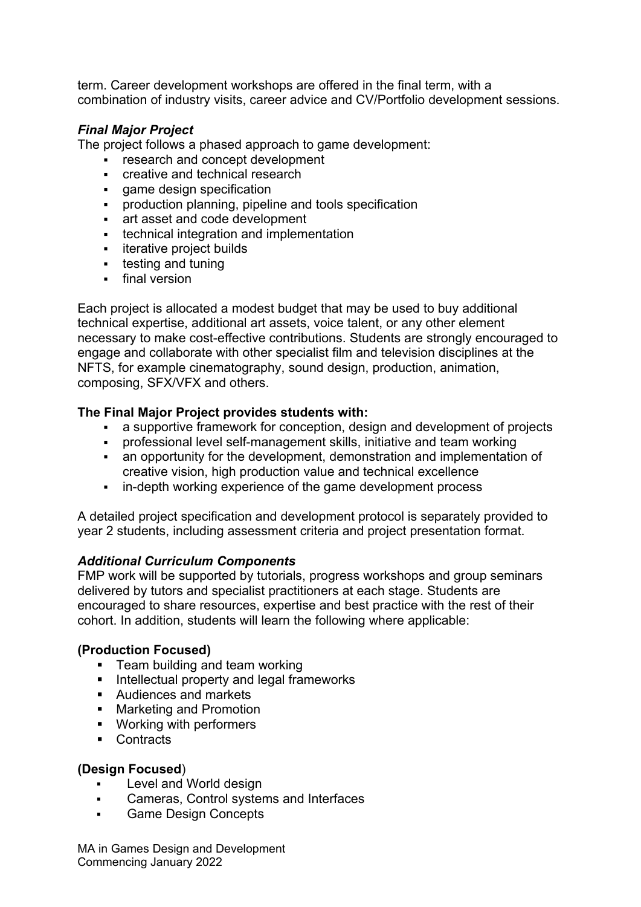term. Career development workshops are offered in the final term, with a combination of industry visits, career advice and CV/Portfolio development sessions.

***Final Major Project***

The project follows a phased approach to game development:

- research and concept development
- creative and technical research
- game design specification
- production planning, pipeline and tools specification
- art asset and code development
- technical integration and implementation
- iterative project builds
- testing and tuning
- final version

Each project is allocated a modest budget that may be used to buy additional technical expertise, additional art assets, voice talent, or any other element necessary to make cost-effective contributions. Students are strongly encouraged to engage and collaborate with other specialist film and television disciplines at the NFTS, for example cinematography, sound design, production, animation, composing, SFX/VFX and others.

**The Final Major Project provides students with:**

- a supportive framework for conception, design and development of projects
- professional level self-management skills, initiative and team working
- an opportunity for the development, demonstration and implementation of creative vision, high production value and technical excellence
- in-depth working experience of the game development process

A detailed project specification and development protocol is separately provided to year 2 students, including assessment criteria and project presentation format.

***Additional Curriculum Components***

FMP work will be supported by tutorials, progress workshops and group seminars delivered by tutors and specialist practitioners at each stage. Students are encouraged to share resources, expertise and best practice with the rest of their cohort. In addition, students will learn the following where applicable:

**(Production Focused)**

- Team building and team working
- Intellectual property and legal frameworks
- Audiences and markets
- Marketing and Promotion
- Working with performers
- Contracts

**(Design Focused**)

- Level and World design
- Cameras, Control systems and Interfaces
- Game Design Concepts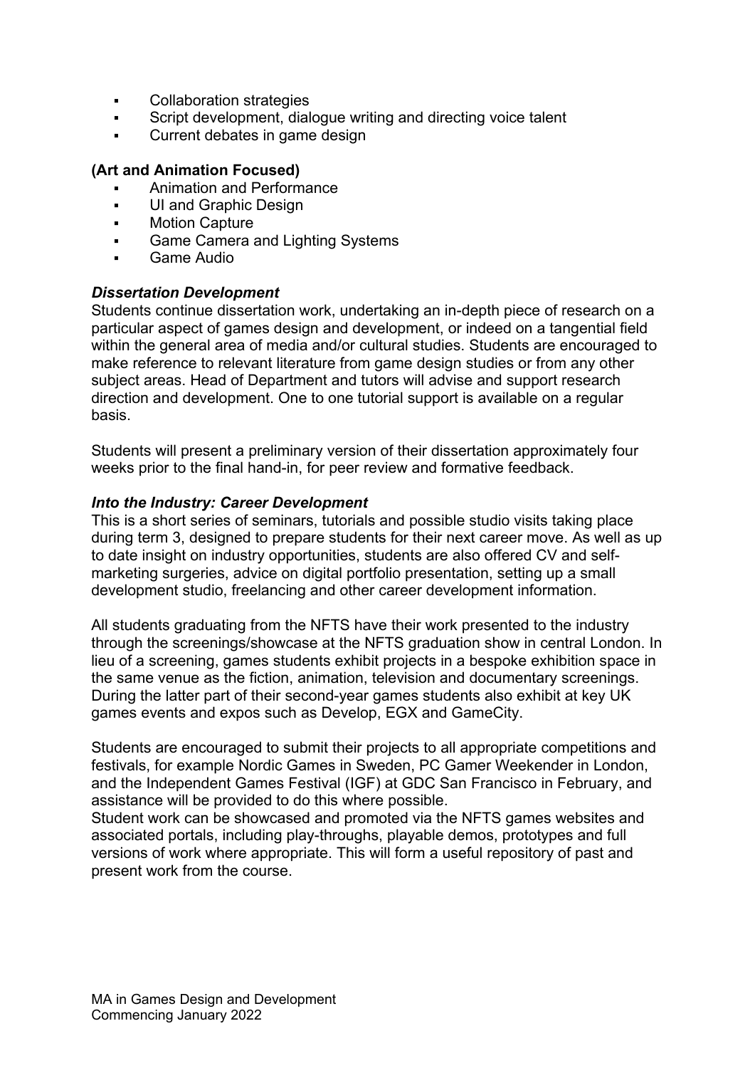- Collaboration strategies
- Script development, dialogue writing and directing voice talent
- Current debates in game design

**(Art and Animation Focused)**

- Animation and Performance
- UI and Graphic Design
- Motion Capture
- Game Camera and Lighting Systems
- Game Audio

***Dissertation Development***

Students continue dissertation work, undertaking an in-depth piece of research on a particular aspect of games design and development, or indeed on a tangential field within the general area of media and/or cultural studies. Students are encouraged to make reference to relevant literature from game design studies or from any other subject areas. Head of Department and tutors will advise and support research direction and development. One to one tutorial support is available on a regular basis.

Students will present a preliminary version of their dissertation approximately four weeks prior to the final hand-in, for peer review and formative feedback.

***Into the Industry: Career Development***

This is a short series of seminars, tutorials and possible studio visits taking place during term 3, designed to prepare students for their next career move. As well as up to date insight on industry opportunities, students are also offered CV and self-marketing surgeries, advice on digital portfolio presentation, setting up a small development studio, freelancing and other career development information.

All students graduating from the NFTS have their work presented to the industry through the screenings/showcase at the NFTS graduation show in central London. In lieu of a screening, games students exhibit projects in a bespoke exhibition space in the same venue as the fiction, animation, television and documentary screenings. During the latter part of their second-year games students also exhibit at key UK games events and expos such as Develop, EGX and GameCity.

Students are encouraged to submit their projects to all appropriate competitions and festivals, for example Nordic Games in Sweden, PC Gamer Weekender in London, and the Independent Games Festival (IGF) at GDC San Francisco in February, and assistance will be provided to do this where possible.
Student work can be showcased and promoted via the NFTS games websites and associated portals, including play-throughs, playable demos, prototypes and full versions of work where appropriate. This will form a useful repository of past and present work from the course.